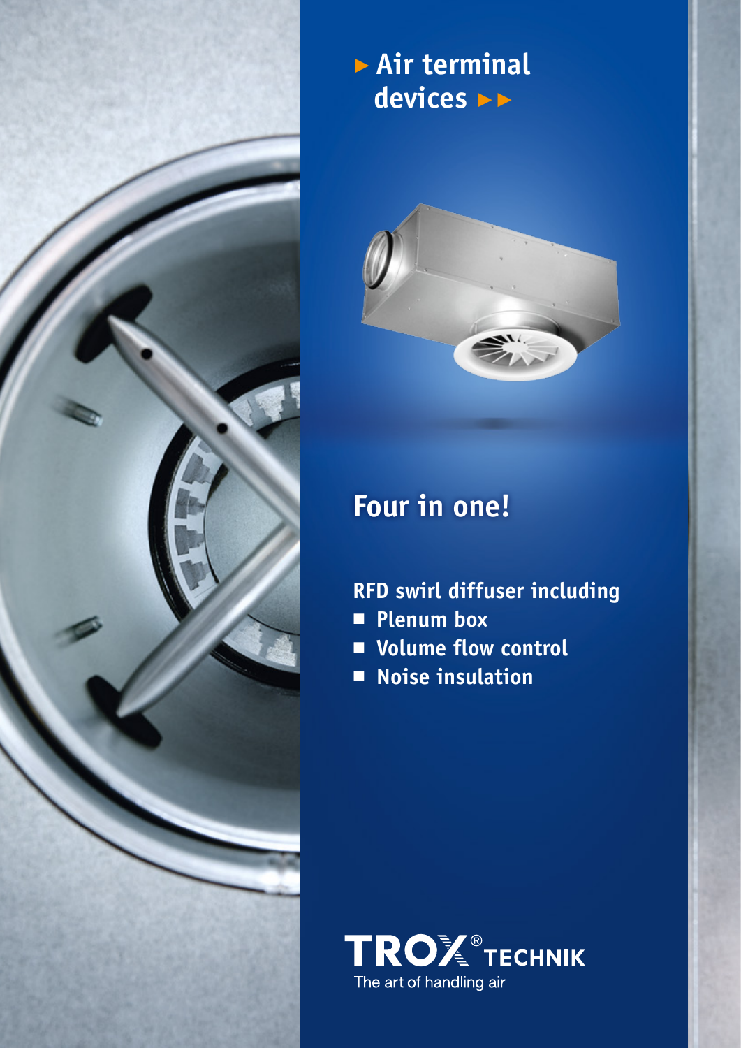# ▸ Air terminal devices ▸▸

## Four in one!

**RFD swirl diffuser including**

- Plenum box
- Volume flow control
- Noise insulation

TROX® TECHNIK
The art of handling air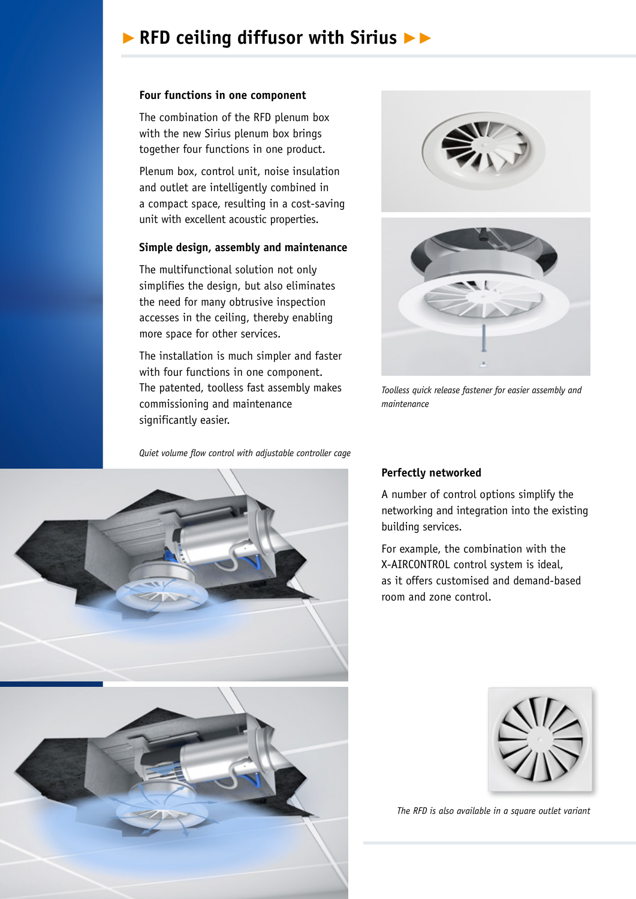# ► RFD ceiling diffusor with Sirius ►►

### Four functions in one component

The combination of the RFD plenum box with the new Sirius plenum box brings together four functions in one product.

Plenum box, control unit, noise insulation and outlet are intelligently combined in a compact space, resulting in a cost-saving unit with excellent acoustic properties.

### Simple design, assembly and maintenance

The multifunctional solution not only simplifies the design, but also eliminates the need for many obtrusive inspection accesses in the ceiling, thereby enabling more space for other services.

The installation is much simpler and faster with four functions in one component. The patented, toolless fast assembly makes commissioning and maintenance significantly easier.

*Toolless quick release fastener for easier assembly and maintenance*

*Quiet volume flow control with adjustable controller cage*

### Perfectly networked

A number of control options simplify the networking and integration into the existing building services.

For example, the combination with the X-AIRCONTROL control system is ideal, as it offers customised and demand-based room and zone control.

*The RFD is also available in a square outlet variant*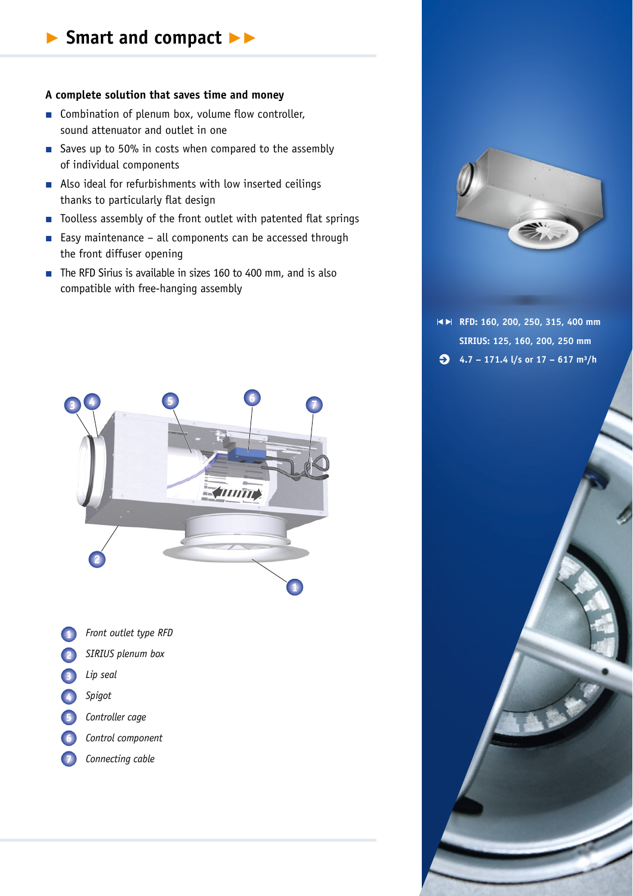## ► Smart and compact ►►

**A complete solution that saves time and money**

- Combination of plenum box, volume flow controller, sound attenuator and outlet in one
- Saves up to 50% in costs when compared to the assembly of individual components
- Also ideal for refurbishments with low inserted ceilings thanks to particularly flat design
- Toolless assembly of the front outlet with patented flat springs
- Easy maintenance – all components can be accessed through the front diffuser opening
- The RFD Sirius is available in sizes 160 to 400 mm, and is also compatible with free-hanging assembly

**RFD: 160, 200, 250, 315, 400 mm**
**SIRIUS: 125, 160, 200, 250 mm**

**4.7 – 171.4 l/s or 17 – 617 m³/h**

1. *Front outlet type RFD*
2. *SIRIUS plenum box*
3. *Lip seal*
4. *Spigot*
5. *Controller cage*
6. *Control component*
7. *Connecting cable*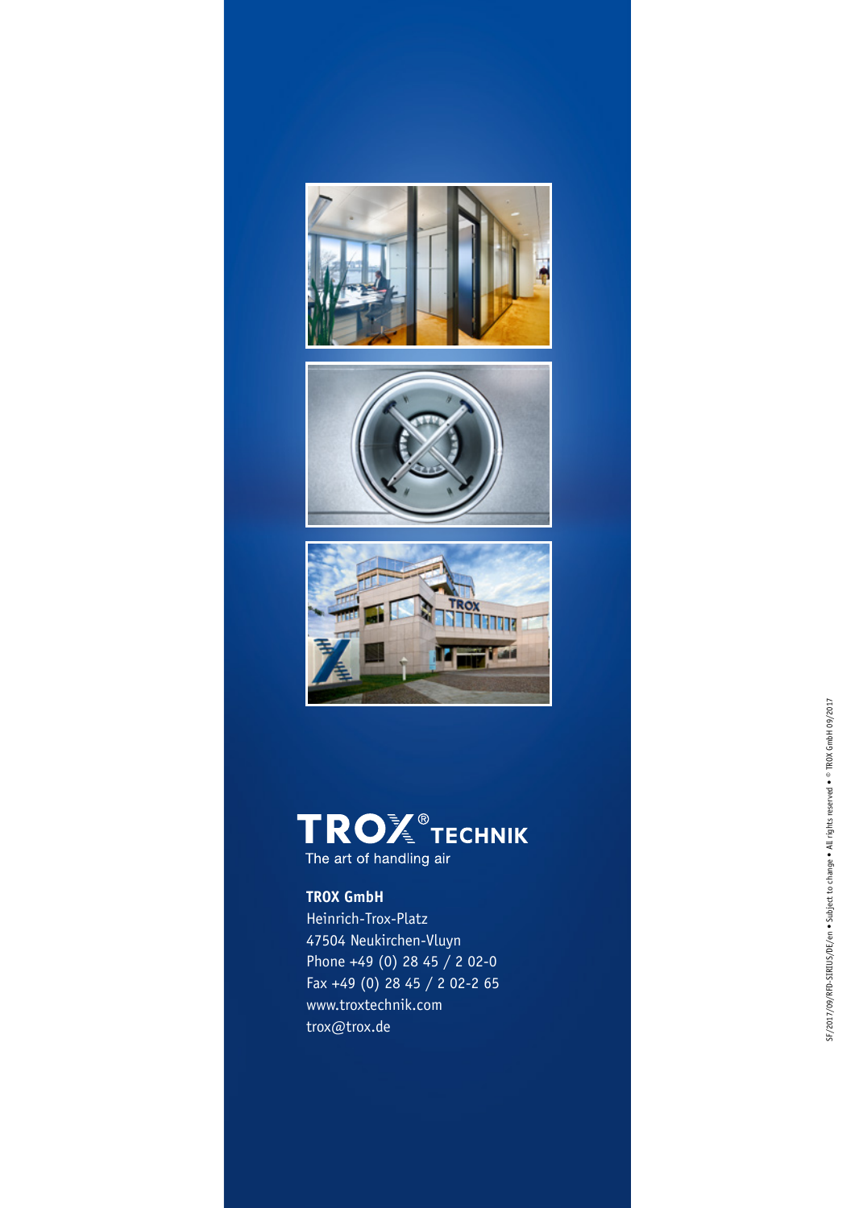TROX® TECHNIK

The art of handling air

**TROX GmbH**
Heinrich-Trox-Platz
47504 Neukirchen-Vluyn
Phone +49 (0) 28 45 / 2 02-0
Fax +49 (0) 28 45 / 2 02-2 65
www.troxtechnik.com
trox@trox.de

SF/2017/09/RFD-SIRIUS/DE/en • Subject to change • All rights reserved • © TROX GmbH 09/2017